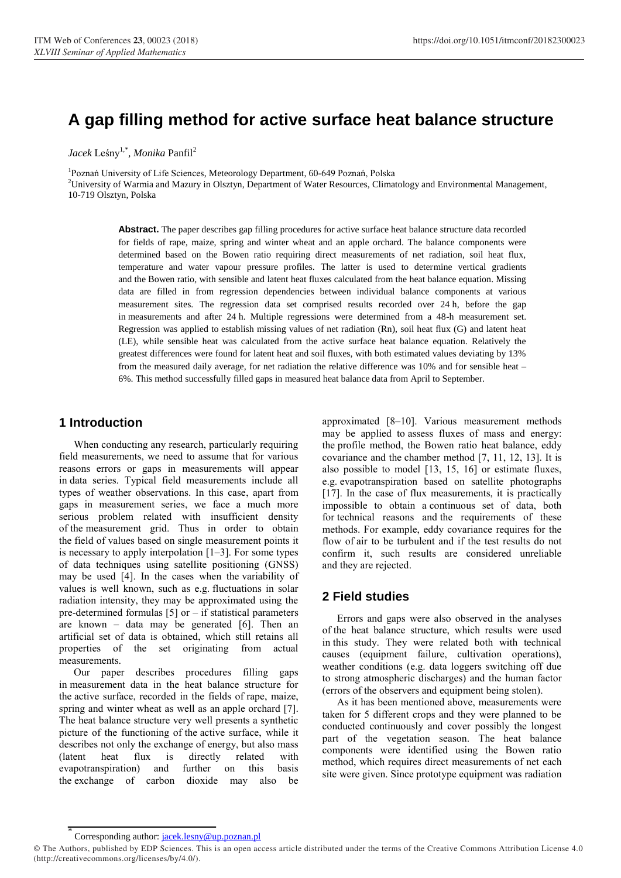# A gap filling method for active surface heat balance structure

*Jacek* Leśny[1,*], *Monika* Panfil[2]

[1]Poznań University of Life Sciences, Meteorology Department, 60-649 Poznań, Polska

[2]University of Warmia and Mazury in Olsztyn, Department of Water Resources, Climatology and Environmental Management, 10-719 Olsztyn, Polska

**Abstract.** The paper describes gap filling procedures for active surface heat balance structure data recorded for fields of rape, maize, spring and winter wheat and an apple orchard. The balance components were determined based on the Bowen ratio requiring direct measurements of net radiation, soil heat flux, temperature and water vapour pressure profiles. The latter is used to determine vertical gradients and the Bowen ratio, with sensible and latent heat fluxes calculated from the heat balance equation. Missing data are filled in from regression dependencies between individual balance components at various measurement sites. The regression data set comprised results recorded over 24 h, before the gap in measurements and after 24 h. Multiple regressions were determined from a 48-h measurement set. Regression was applied to establish missing values of net radiation (Rn), soil heat flux (G) and latent heat (LE), while sensible heat was calculated from the active surface heat balance equation. Relatively the greatest differences were found for latent heat and soil fluxes, with both estimated values deviating by 13% from the measured daily average, for net radiation the relative difference was 10% and for sensible heat – 6%. This method successfully filled gaps in measured heat balance data from April to September.

## 1 Introduction

When conducting any research, particularly requiring field measurements, we need to assume that for various reasons errors or gaps in measurements will appear in data series. Typical field measurements include all types of weather observations. In this case, apart from gaps in measurement series, we face a much more serious problem related with insufficient density of the measurement grid. Thus in order to obtain the field of values based on single measurement points it is necessary to apply interpolation [1–3]. For some types of data techniques using satellite positioning (GNSS) may be used [4]. In the cases when the variability of values is well known, such as e.g. fluctuations in solar radiation intensity, they may be approximated using the pre-determined formulas [5] or – if statistical parameters are known – data may be generated [6]. Then an artificial set of data is obtained, which still retains all properties of the set originating from actual measurements.

Our paper describes procedures filling gaps in measurement data in the heat balance structure for the active surface, recorded in the fields of rape, maize, spring and winter wheat as well as an apple orchard [7]. The heat balance structure very well presents a synthetic picture of the functioning of the active surface, while it describes not only the exchange of energy, but also mass (latent heat flux is directly related with evapotranspiration) and further on this basis the exchange of carbon dioxide may also be approximated [8–10]. Various measurement methods may be applied to assess fluxes of mass and energy: the profile method, the Bowen ratio heat balance, eddy covariance and the chamber method [7, 11, 12, 13]. It is also possible to model [13, 15, 16] or estimate fluxes, e.g. evapotranspiration based on satellite photographs [17]. In the case of flux measurements, it is practically impossible to obtain a continuous set of data, both for technical reasons and the requirements of these methods. For example, eddy covariance requires for the flow of air to be turbulent and if the test results do not confirm it, such results are considered unreliable and they are rejected.

## 2 Field studies

Errors and gaps were also observed in the analyses of the heat balance structure, which results were used in this study. They were related both with technical causes (equipment failure, cultivation operations), weather conditions (e.g. data loggers switching off due to strong atmospheric discharges) and the human factor (errors of the observers and equipment being stolen).

As it has been mentioned above, measurements were taken for 5 different crops and they were planned to be conducted continuously and cover possibly the longest part of the vegetation season. The heat balance components were identified using the Bowen ratio method, which requires direct measurements of net each site were given. Since prototype equipment was radiation

[*] Corresponding author: jacek.lesny@up.poznan.pl

© The Authors, published by EDP Sciences. This is an open access article distributed under the terms of the Creative Commons Attribution License 4.0 (http://creativecommons.org/licenses/by/4.0/).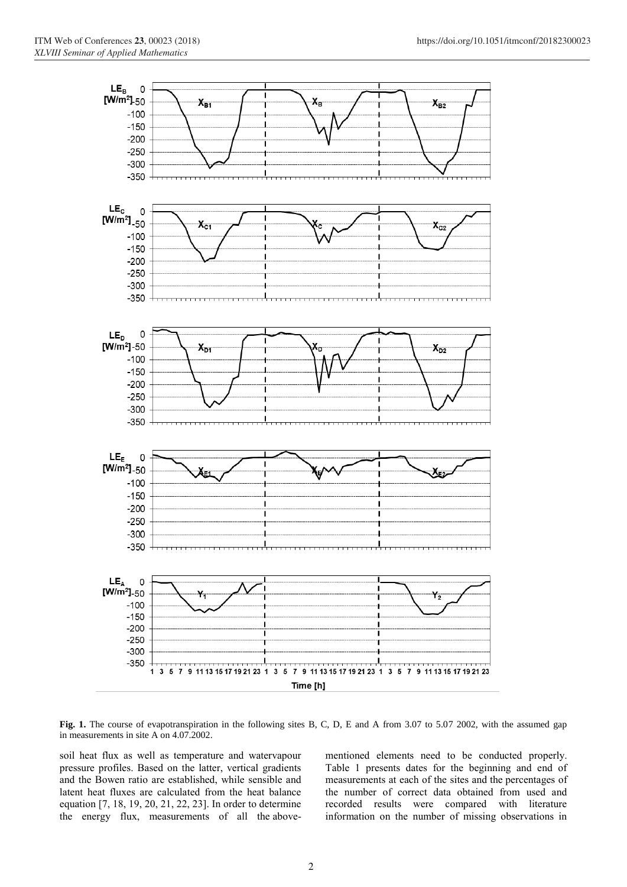**Fig. 1.** The course of evapotranspiration in the following sites B, C, D, E and A from 3.07 to 5.07 2002, with the assumed gap in measurements in site A on 4.07.2002.

soil heat flux as well as temperature and watervapour pressure profiles. Based on the latter, vertical gradients and the Bowen ratio are established, while sensible and latent heat fluxes are calculated from the heat balance equation [7, 18, 19, 20, 21, 22, 23]. In order to determine the energy flux, measurements of all the above-mentioned elements need to be conducted properly. Table 1 presents dates for the beginning and end of measurements at each of the sites and the percentages of the number of correct data obtained from used and recorded results were compared with literature information on the number of missing observations in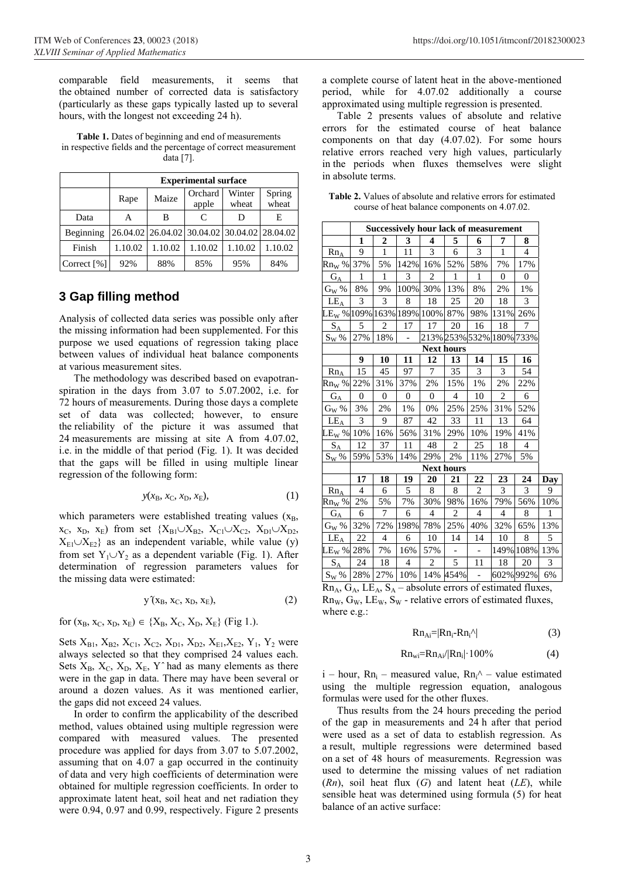comparable field measurements, it seems that the obtained number of corrected data is satisfactory (particularly as these gaps typically lasted up to several hours, with the longest not exceeding 24 h).

**Table 1.** Dates of beginning and end of measurements in respective fields and the percentage of correct measurement data [7].

| | Experimental surface | | | | |
|---|---|---|---|---|---|
| | Rape | Maize | Orchard apple | Winter wheat | Spring wheat |
| Data | A | B | C | D | E |
| Beginning | 26.04.02 | 26.04.02 | 30.04.02 | 30.04.02 | 28.04.02 |
| Finish | 1.10.02 | 1.10.02 | 1.10.02 | 1.10.02 | 1.10.02 |
| Correct [%] | 92% | 88% | 85% | 95% | 84% |

## 3 Gap filling method

Analysis of collected data series was possible only after the missing information had been supplemented. For this purpose we used equations of regression taking place between values of individual heat balance components at various measurement sites.

The methodology was described based on evapotranspiration in the days from 3.07 to 5.07.2002, i.e. for 72 hours of measurements. During those days a complete set of data was collected; however, to ensure the reliability of the picture it was assumed that 24 measurements are missing at site A from 4.07.02, i.e. in the middle of that period (Fig. 1). It was decided that the gaps will be filled in using multiple linear regression of the following form:

$$y(x_B, x_C, x_D, x_E), \tag{1}$$

which parameters were established treating values ($x_B$, $x_C$, $x_D$, $x_E$) from set $\{X_{B1} \cup X_{B2}, X_{C1} \cup X_{C2}, X_{D1} \cup X_{D2}, X_{E1} \cup X_{E2}\}$ as an independent variable, while value (y) from set $Y_1 \cup Y_2$ as a dependent variable (Fig. 1). After determination of regression parameters values for the missing data were estimated:

$$y\hat{}(x_B, x_C, x_D, x_E), \tag{2}$$

for $(x_B, x_C, x_D, x_E) \in \{X_B, X_C, X_D, X_E\}$ (Fig 1.).

Sets $X_{B1}$, $X_{B2}$, $X_{C1}$, $X_{C2}$, $X_{D1}$, $X_{D2}$, $X_{E1}$, $X_{E2}$, $Y_1$, $Y_2$ were always selected so that they comprised 24 values each. Sets $X_B$, $X_C$, $X_D$, $X_E$, $Y\hat{}$ had as many elements as there were in the gap in data. There may have been several or around a dozen values. As it was mentioned earlier, the gaps did not exceed 24 values.

In order to confirm the applicability of the described method, values obtained using multiple regression were compared with measured values. The presented procedure was applied for days from 3.07 to 5.07.2002, assuming that on 4.07 a gap occurred in the continuity of data and very high coefficients of determination were obtained for multiple regression coefficients. In order to approximate latent heat, soil heat and net radiation they were 0.94, 0.97 and 0.99, respectively. Figure 2 presents a complete course of latent heat in the above-mentioned period, while for 4.07.02 additionally a course approximated using multiple regression is presented.

Table 2 presents values of absolute and relative errors for the estimated course of heat balance components on that day (4.07.02). For some hours relative errors reached very high values, particularly in the periods when fluxes themselves were slight in absolute terms.

**Table 2.** Values of absolute and relative errors for estimated course of heat balance components on 4.07.02.

| | Successively hour lack of measurement | | | | | | | | |
|---|---|---|---|---|---|---|---|---|---|
| | 1 | 2 | 3 | 4 | 5 | 6 | 7 | 8 | |
| $Rn_A$ | 9 | 1 | 11 | 3 | 6 | 3 | 1 | 4 | |
| $Rn_W$ % | 37% | 5% | 142% | 16% | 52% | 58% | 7% | 17% | |
| $G_A$ | 1 | 1 | 3 | 2 | 1 | 1 | 0 | 0 | |
| $G_W$ % | 8% | 9% | 100% | 30% | 13% | 8% | 2% | 1% | |
| $LE_A$ | 3 | 3 | 8 | 18 | 25 | 20 | 18 | 3 | |
| $LE_W$ % | 109% | 163% | 189% | 100% | 87% | 98% | 131% | 26% | |
| $S_A$ | 5 | 2 | 17 | 17 | 20 | 16 | 18 | 7 | |
| $S_W$ % | 27% | 18% | - | 213% | 253% | 532% | 180% | 733% | |
| | Next hours | | | | | | | | |
| | 9 | 10 | 11 | 12 | 13 | 14 | 15 | 16 | |
| $Rn_A$ | 15 | 45 | 97 | 7 | 35 | 3 | 3 | 54 | |
| $Rn_W$ % | 22% | 31% | 37% | 2% | 15% | 1% | 2% | 22% | |
| $G_A$ | 0 | 0 | 0 | 0 | 4 | 10 | 2 | 6 | |
| $G_W$ % | 3% | 2% | 1% | 0% | 25% | 25% | 31% | 52% | |
| $LE_A$ | 3 | 9 | 87 | 42 | 33 | 11 | 13 | 64 | |
| $LE_W$ % | 10% | 16% | 56% | 31% | 29% | 10% | 19% | 41% | |
| $S_A$ | 12 | 37 | 11 | 48 | 2 | 25 | 18 | 4 | |
| $S_W$ % | 59% | 53% | 14% | 29% | 2% | 11% | 27% | 5% | |
| | Next hours | | | | | | | | |
| | 17 | 18 | 19 | 20 | 21 | 22 | 23 | 24 | Day |
| $Rn_A$ | 4 | 6 | 5 | 8 | 8 | 2 | 3 | 3 | 9 |
| $Rn_W$ % | 2% | 5% | 7% | 30% | 98% | 16% | 79% | 56% | 10% |
| $G_A$ | 6 | 7 | 6 | 4 | 2 | 4 | 4 | 8 | 1 |
| $G_W$ % | 32% | 72% | 198% | 78% | 25% | 40% | 32% | 65% | 13% |
| $LE_A$ | 22 | 4 | 6 | 10 | 14 | 14 | 10 | 8 | 5 |
| $LE_W$ % | 28% | 7% | 16% | 57% | - | - | 149% | 108% | 13% |
| $S_A$ | 24 | 18 | 4 | 2 | 5 | 11 | 18 | 20 | 3 |
| $S_W$ % | 28% | 27% | 10% | 14% | 454% | - | 602% | 992% | 6% |

$Rn_A$, $G_A$, $LE_A$, $S_A$ – absolute errors of estimated fluxes, $Rn_W$, $G_W$, $LE_W$, $S_W$ - relative errors of estimated fluxes, where e.g.:

$$Rn_{Ai}=|Rn_i-Rn_i^\wedge| \tag{3}$$

$$Rn_{wi}=Rn_{Ai}/|Rn_i|\cdot 100\% \tag{4}$$

i – hour, $Rn_i$ – measured value, $Rn_i^\wedge$ – value estimated using the multiple regression equation, analogous formulas were used for the other fluxes.

Thus results from the 24 hours preceding the period of the gap in measurements and 24 h after that period were used as a set of data to establish regression. As a result, multiple regressions were determined based on a set of 48 hours of measurements. Regression was used to determine the missing values of net radiation (*Rn*), soil heat flux (*G*) and latent heat (*LE*), while sensible heat was determined using formula (5) for heat balance of an active surface: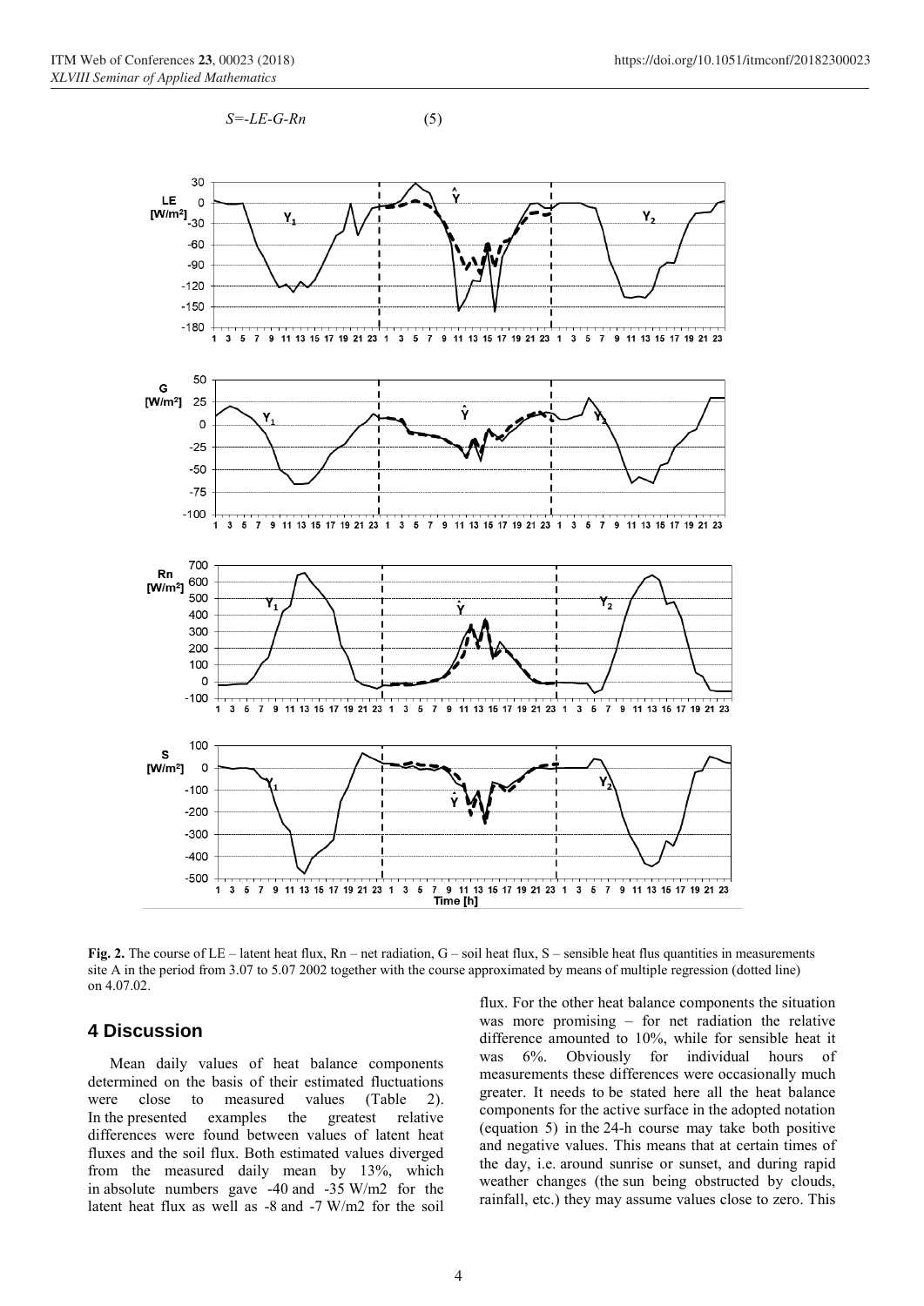$$S=-LE-G-Rn \qquad (5)$$

LE [W/m²]
30
0
-30
-60
-90
-120
-150
-180
$Y_1$
$\hat{Y}$
$Y_2$
1 3 5 7 9 11 13 15 17 19 21 23 1 3 5 7 9 11 13 15 17 19 21 23 1 3 5 7 9 11 13 15 17 19 21 23

G [W/m²]
50
25
0
-25
-50
-75
-100
$Y_1$
$\hat{Y}$
$Y_2$
1 3 5 7 9 11 13 15 17 19 21 23 1 3 5 7 9 11 13 15 17 19 21 23 1 3 5 7 9 11 13 15 17 19 21 23

Rn [W/m²]
700
600
500
400
300
200
100
0
-100
$Y_1$
$\hat{Y}$
$Y_2$
1 3 5 7 9 11 13 15 17 19 21 23 1 3 5 7 9 11 13 15 17 19 21 23 1 3 5 7 9 11 13 15 17 19 21 23

S [W/m²]
100
0
-100
-200
-300
-400
-500
$Y_1$
$\hat{Y}$
$Y_2$
1 3 5 7 9 11 13 15 17 19 21 23 1 3 5 7 9 11 13 15 17 19 21 23 1 3 5 7 9 11 13 15 17 19 21 23
Time [h]

**Fig. 2.** The course of LE – latent heat flux, Rn – net radiation, G – soil heat flux, S – sensible heat flus quantities in measurements site A in the period from 3.07 to 5.07 2002 together with the course approximated by means of multiple regression (dotted line) on 4.07.02.

## 4 Discussion

Mean daily values of heat balance components determined on the basis of their estimated fluctuations were close to measured values (Table 2). In the presented examples the greatest relative differences were found between values of latent heat fluxes and the soil flux. Both estimated values diverged from the measured daily mean by 13%, which in absolute numbers gave -40 and -35 W/m2 for the latent heat flux as well as -8 and -7 W/m2 for the soil flux. For the other heat balance components the situation was more promising – for net radiation the relative difference amounted to 10%, while for sensible heat it was 6%. Obviously for individual hours of measurements these differences were occasionally much greater. It needs to be stated here all the heat balance components for the active surface in the adopted notation (equation 5) in the 24-h course may take both positive and negative values. This means that at certain times of the day, i.e. around sunrise or sunset, and during rapid weather changes (the sun being obstructed by clouds, rainfall, etc.) they may assume values close to zero. This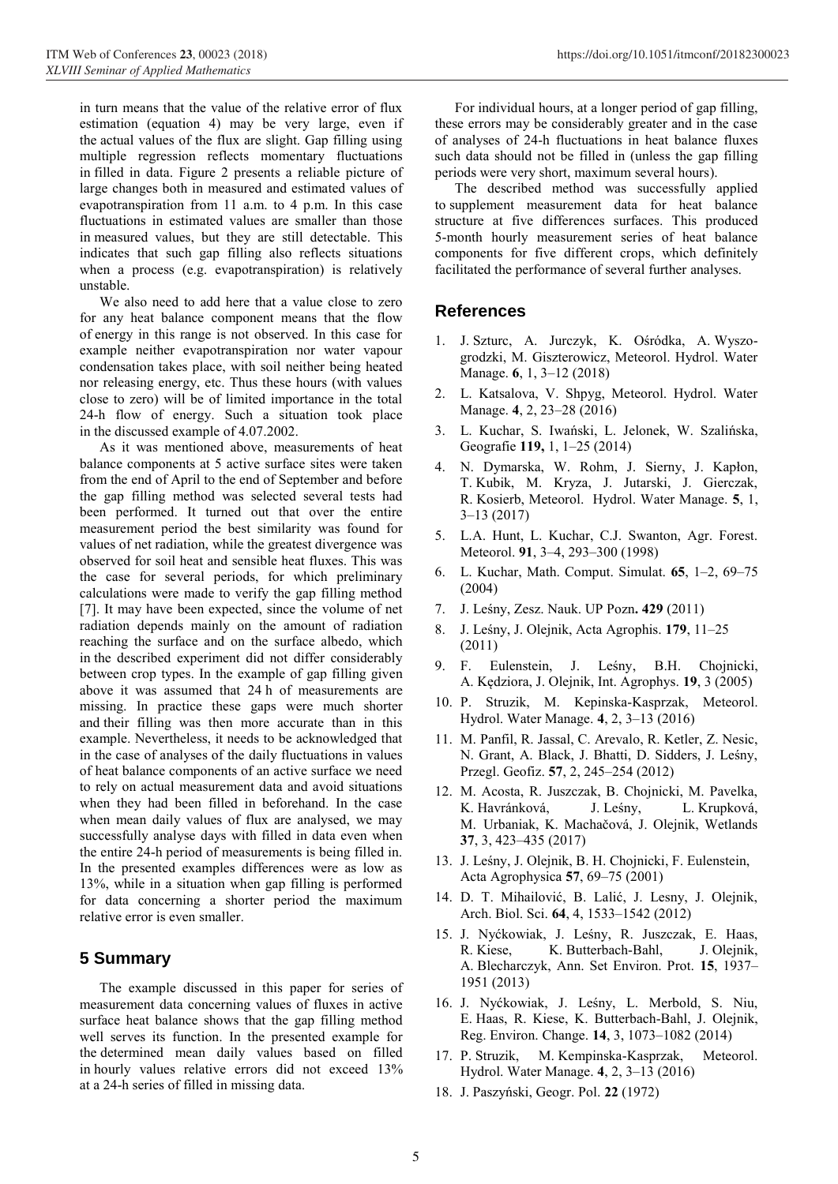in turn means that the value of the relative error of flux estimation (equation 4) may be very large, even if the actual values of the flux are slight. Gap filling using multiple regression reflects momentary fluctuations in filled in data. Figure 2 presents a reliable picture of large changes both in measured and estimated values of evapotranspiration from 11 a.m. to 4 p.m. In this case fluctuations in estimated values are smaller than those in measured values, but they are still detectable. This indicates that such gap filling also reflects situations when a process (e.g. evapotranspiration) is relatively unstable.

We also need to add here that a value close to zero for any heat balance component means that the flow of energy in this range is not observed. In this case for example neither evapotranspiration nor water vapour condensation takes place, with soil neither being heated nor releasing energy, etc. Thus these hours (with values close to zero) will be of limited importance in the total 24-h flow of energy. Such a situation took place in the discussed example of 4.07.2002.

As it was mentioned above, measurements of heat balance components at 5 active surface sites were taken from the end of April to the end of September and before the gap filling method was selected several tests had been performed. It turned out that over the entire measurement period the best similarity was found for values of net radiation, while the greatest divergence was observed for soil heat and sensible heat fluxes. This was the case for several periods, for which preliminary calculations were made to verify the gap filling method [7]. It may have been expected, since the volume of net radiation depends mainly on the amount of radiation reaching the surface and on the surface albedo, which in the described experiment did not differ considerably between crop types. In the example of gap filling given above it was assumed that 24 h of measurements are missing. In practice these gaps were much shorter and their filling was then more accurate than in this example. Nevertheless, it needs to be acknowledged that in the case of analyses of the daily fluctuations in values of heat balance components of an active surface we need to rely on actual measurement data and avoid situations when they had been filled in beforehand. In the case when mean daily values of flux are analysed, we may successfully analyse days with filled in data even when the entire 24-h period of measurements is being filled in. In the presented examples differences were as low as 13%, while in a situation when gap filling is performed for data concerning a shorter period the maximum relative error is even smaller.

## 5 Summary

The example discussed in this paper for series of measurement data concerning values of fluxes in active surface heat balance shows that the gap filling method well serves its function. In the presented example for the determined mean daily values based on filled in hourly values relative errors did not exceed 13% at a 24-h series of filled in missing data.

For individual hours, at a longer period of gap filling, these errors may be considerably greater and in the case of analyses of 24-h fluctuations in heat balance fluxes such data should not be filled in (unless the gap filling periods were very short, maximum several hours).

The described method was successfully applied to supplement measurement data for heat balance structure at five differences surfaces. This produced 5-month hourly measurement series of heat balance components for five different crops, which definitely facilitated the performance of several further analyses.

## References

1. J. Szturc, A. Jurczyk, K. Ośródka, A. Wyszogrodzki, M. Giszterowicz, Meteorol. Hydrol. Water Manage. **6**, 1, 3–12 (2018)
2. L. Katsalova, V. Shpyg, Meteorol. Hydrol. Water Manage. **4**, 2, 23–28 (2016)
3. L. Kuchar, S. Iwański, L. Jelonek, W. Szalińska, Geografie **119,** 1, 1–25 (2014)
4. N. Dymarska, W. Rohm, J. Sierny, J. Kapłon, T. Kubik, M. Kryza, J. Jutarski, J. Gierczak, R. Kosierb, Meteorol. Hydrol. Water Manage. **5**, 1, 3–13 (2017)
5. L.A. Hunt, L. Kuchar, C.J. Swanton, Agr. Forest. Meteorol. **91**, 3–4, 293–300 (1998)
6. L. Kuchar, Math. Comput. Simulat. **65**, 1–2, 69–75 (2004)
7. J. Leśny, Zesz. Nauk. UP Pozn**. 429** (2011)
8. J. Leśny, J. Olejnik, Acta Agrophis. **179**, 11–25 (2011)
9. F. Eulenstein, J. Leśny, B.H. Chojnicki, A. Kędziora, J. Olejnik, Int. Agrophys. **19**, 3 (2005)
10. P. Struzik, M. Kepinska-Kasprzak, Meteorol. Hydrol. Water Manage. **4**, 2, 3–13 (2016)
11. M. Panfil, R. Jassal, C. Arevalo, R. Ketler, Z. Nesic, N. Grant, A. Black, J. Bhatti, D. Sidders, J. Leśny, Przegl. Geofiz. **57**, 2, 245–254 (2012)
12. M. Acosta, R. Juszczak, B. Chojnicki, M. Pavelka, K. Havránková, J. Leśny, L. Krupková, M. Urbaniak, K. Machačová, J. Olejnik, Wetlands **37**, 3, 423–435 (2017)
13. J. Leśny, J. Olejnik, B. H. Chojnicki, F. Eulenstein, Acta Agrophysica **57**, 69–75 (2001)
14. D. T. Mihailović, B. Lalić, J. Lesny, J. Olejnik, Arch. Biol. Sci. **64**, 4, 1533–1542 (2012)
15. J. Nyćkowiak, J. Leśny, R. Juszczak, E. Haas, R. Kiese, K. Butterbach-Bahl, J. Olejnik, A. Blecharczyk, Ann. Set Environ. Prot. **15**, 1937–1951 (2013)
16. J. Nyćkowiak, J. Leśny, L. Merbold, S. Niu, E. Haas, R. Kiese, K. Butterbach-Bahl, J. Olejnik, Reg. Environ. Change. **14**, 3, 1073–1082 (2014)
17. P. Struzik, M. Kempinska-Kasprzak, Meteorol. Hydrol. Water Manage. **4**, 2, 3–13 (2016)
18. J. Paszyński, Geogr. Pol. **22** (1972)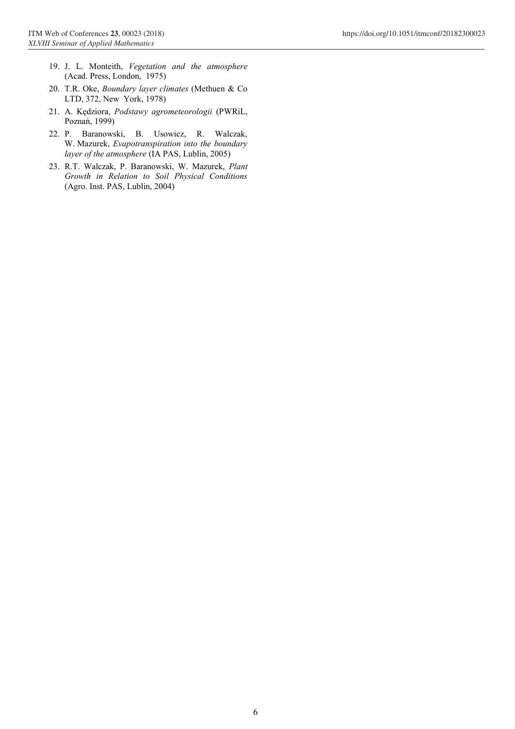19. J. L. Monteith, *Vegetation and the atmosphere* (Acad. Press, London, 1975)
20. T.R. Oke, *Boundary layer climates* (Methuen & Co LTD, 372, New York, 1978)
21. A. Kędziora, *Podstawy agrometeorologii* (PWRiL, Poznań, 1999)
22. P. Baranowski, B. Usowicz, R. Walczak, W. Mazurek, *Evapotranspiration into the boundary layer of the atmosphere* (IA PAS, Lublin, 2005)
23. R.T. Walczak, P. Baranowski, W. Mazurek, *Plant Growth in Relation to Soil Physical Conditions* (Agro. Inst. PAS, Lublin, 2004)